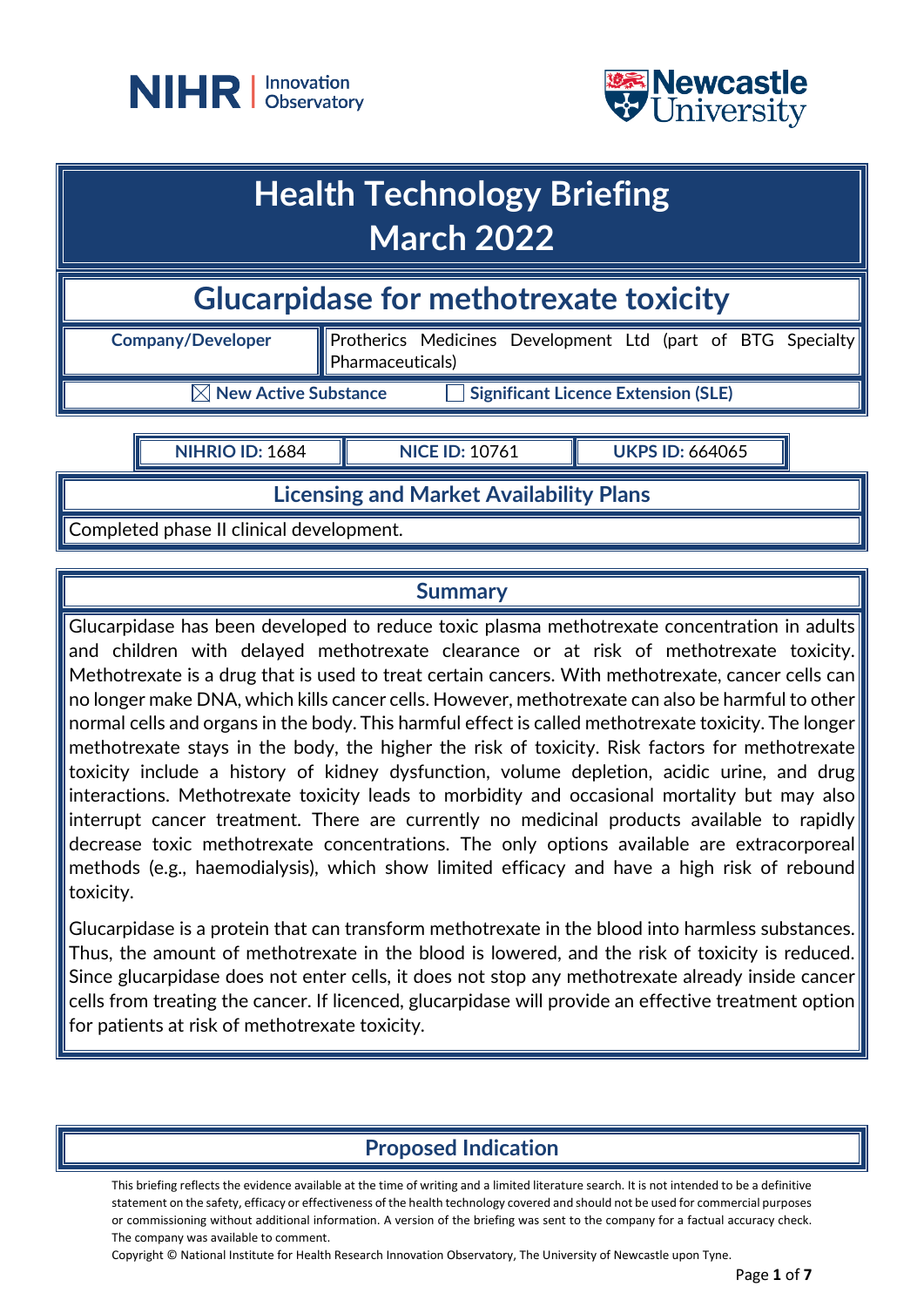# Health Technology Briefing
# March 2022

## Glucarpidase for methotrexate toxicity

| Company/Developer | Prothérics Medicines Development Ltd (part of BTG Specialty Pharmaceuticals) |
|---|---|

☒ New Active Substance ☐ Significant Licence Extension (SLE)

| NIHRIO ID: 1684 | NICE ID: 10761 | UKPS ID: 664065 |
|---|---|---|

### Licensing and Market Availability Plans

Completed phase II clinical development.

### Summary

Glucarpidase has been developed to reduce toxic plasma methotrexate concentration in adults and children with delayed methotrexate clearance or at risk of methotrexate toxicity. Methotrexate is a drug that is used to treat certain cancers. With methotrexate, cancer cells can no longer make DNA, which kills cancer cells. However, methotrexate can also be harmful to other normal cells and organs in the body. This harmful effect is called methotrexate toxicity. The longer methotrexate stays in the body, the higher the risk of toxicity. Risk factors for methotrexate toxicity include a history of kidney dysfunction, volume depletion, acidic urine, and drug interactions. Methotrexate toxicity leads to morbidity and occasional mortality but may also interrupt cancer treatment. There are currently no medicinal products available to rapidly decrease toxic methotrexate concentrations. The only options available are extracorporeal methods (e.g., haemodialysis), which show limited efficacy and have a high risk of rebound toxicity.

Glucarpidase is a protein that can transform methotrexate in the blood into harmless substances. Thus, the amount of methotrexate in the blood is lowered, and the risk of toxicity is reduced. Since glucarpidase does not enter cells, it does not stop any methotrexate already inside cancer cells from treating the cancer. If licenced, glucarpidase will provide an effective treatment option for patients at risk of methotrexate toxicity.

### Proposed Indication

This briefing reflects the evidence available at the time of writing and a limited literature search. It is not intended to be a definitive statement on the safety, efficacy or effectiveness of the health technology covered and should not be used for commercial purposes or commissioning without additional information. A version of the briefing was sent to the company for a factual accuracy check. The company was available to comment.

Copyright © National Institute for Health Research Innovation Observatory, The University of Newcastle upon Tyne.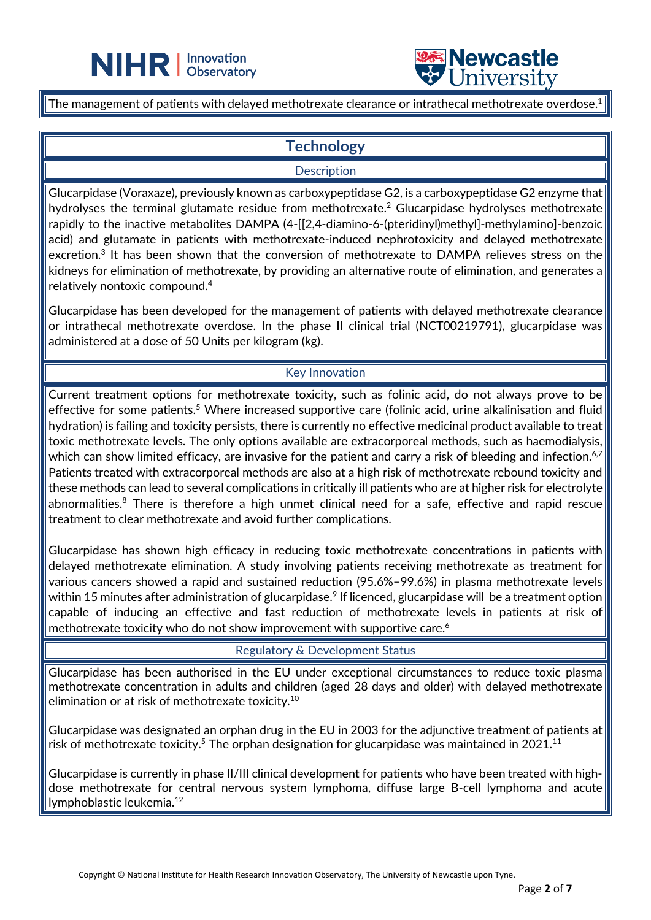The management of patients with delayed methotrexate clearance or intrathecal methotrexate overdose.[1]

## Technology

### Description

Glucarpidase (Voraxaze), previously known as carboxypeptidase G2, is a carboxypeptidase G2 enzyme that hydrolyses the terminal glutamate residue from methotrexate.[2] Glucarpidase hydrolyses methotrexate rapidly to the inactive metabolites DAMPA (4-[[2,4-diamino-6-(pteridinyl)methyl]-methylamino]-benzoic acid) and glutamate in patients with methotrexate-induced nephrotoxicity and delayed methotrexate excretion.[3] It has been shown that the conversion of methotrexate to DAMPA relieves stress on the kidneys for elimination of methotrexate, by providing an alternative route of elimination, and generates a relatively nontoxic compound.[4]

Glucarpidase has been developed for the management of patients with delayed methotrexate clearance or intrathecal methotrexate overdose. In the phase II clinical trial (NCT00219791), glucarpidase was administered at a dose of 50 Units per kilogram (kg).

### Key Innovation

Current treatment options for methotrexate toxicity, such as folinic acid, do not always prove to be effective for some patients.[5] Where increased supportive care (folinic acid, urine alkalinisation and fluid hydration) is failing and toxicity persists, there is currently no effective medicinal product available to treat toxic methotrexate levels. The only options available are extracorporeal methods, such as haemodialysis, which can show limited efficacy, are invasive for the patient and carry a risk of bleeding and infection.[6,7] Patients treated with extracorporeal methods are also at a high risk of methotrexate rebound toxicity and these methods can lead to several complications in critically ill patients who are at higher risk for electrolyte abnormalities.[8] There is therefore a high unmet clinical need for a safe, effective and rapid rescue treatment to clear methotrexate and avoid further complications.

Glucarpidase has shown high efficacy in reducing toxic methotrexate concentrations in patients with delayed methotrexate elimination. A study involving patients receiving methotrexate as treatment for various cancers showed a rapid and sustained reduction (95.6%–99.6%) in plasma methotrexate levels within 15 minutes after administration of glucarpidase.[9] If licenced, glucarpidase will be a treatment option capable of inducing an effective and fast reduction of methotrexate levels in patients at risk of methotrexate toxicity who do not show improvement with supportive care.[6]

### Regulatory & Development Status

Glucarpidase has been authorised in the EU under exceptional circumstances to reduce toxic plasma methotrexate concentration in adults and children (aged 28 days and older) with delayed methotrexate elimination or at risk of methotrexate toxicity.[10]

Glucarpidase was designated an orphan drug in the EU in 2003 for the adjunctive treatment of patients at risk of methotrexate toxicity.[5] The orphan designation for glucarpidase was maintained in 2021.[11]

Glucarpidase is currently in phase II/III clinical development for patients who have been treated with high-dose methotrexate for central nervous system lymphoma, diffuse large B-cell lymphoma and acute lymphoblastic leukemia.[12]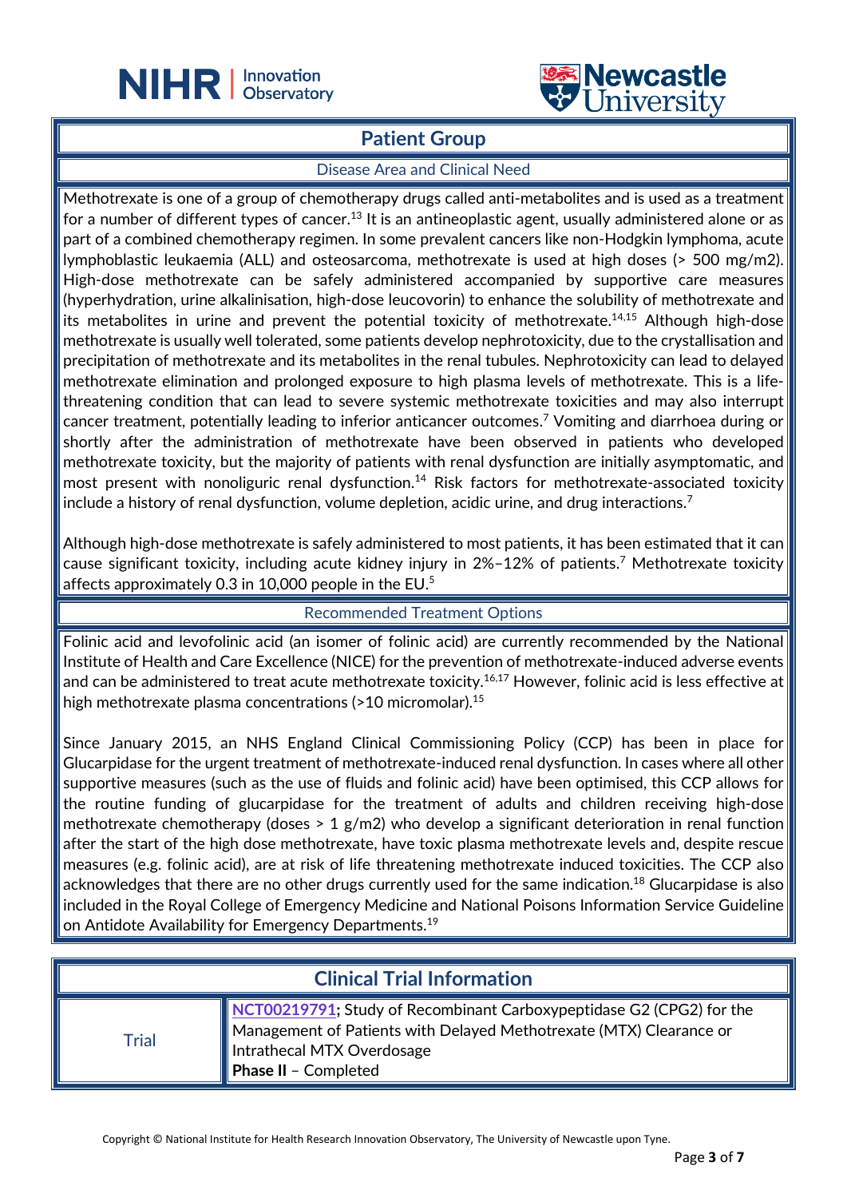## Patient Group

### Disease Area and Clinical Need

Methotrexate is one of a group of chemotherapy drugs called anti-metabolites and is used as a treatment for a number of different types of cancer.[13] It is an antineoplastic agent, usually administered alone or as part of a combined chemotherapy regimen. In some prevalent cancers like non-Hodgkin lymphoma, acute lymphoblastic leukaemia (ALL) and osteosarcoma, methotrexate is used at high doses (> 500 mg/m2). High-dose methotrexate can be safely administered accompanied by supportive care measures (hyperhydration, urine alkalinisation, high-dose leucovorin) to enhance the solubility of methotrexate and its metabolites in urine and prevent the potential toxicity of methotrexate.[14,15] Although high-dose methotrexate is usually well tolerated, some patients develop nephrotoxicity, due to the crystallisation and precipitation of methotrexate and its metabolites in the renal tubules. Nephrotoxicity can lead to delayed methotrexate elimination and prolonged exposure to high plasma levels of methotrexate. This is a life-threatening condition that can lead to severe systemic methotrexate toxicities and may also interrupt cancer treatment, potentially leading to inferior anticancer outcomes.[7] Vomiting and diarrhoea during or shortly after the administration of methotrexate have been observed in patients who developed methotrexate toxicity, but the majority of patients with renal dysfunction are initially asymptomatic, and most present with nonoliguric renal dysfunction.[14] Risk factors for methotrexate-associated toxicity include a history of renal dysfunction, volume depletion, acidic urine, and drug interactions.[7]

Although high-dose methotrexate is safely administered to most patients, it has been estimated that it can cause significant toxicity, including acute kidney injury in 2%–12% of patients.[7] Methotrexate toxicity affects approximately 0.3 in 10,000 people in the EU.[5]

### Recommended Treatment Options

Folinic acid and levofolinic acid (an isomer of folinic acid) are currently recommended by the National Institute of Health and Care Excellence (NICE) for the prevention of methotrexate-induced adverse events and can be administered to treat acute methotrexate toxicity.[16,17] However, folinic acid is less effective at high methotrexate plasma concentrations (>10 micromolar).[15]

Since January 2015, an NHS England Clinical Commissioning Policy (CCP) has been in place for Glucarpidase for the urgent treatment of methotrexate-induced renal dysfunction. In cases where all other supportive measures (such as the use of fluids and folinic acid) have been optimised, this CCP allows for the routine funding of glucarpidase for the treatment of adults and children receiving high-dose methotrexate chemotherapy (doses > 1 g/m2) who develop a significant deterioration in renal function after the start of the high dose methotrexate, have toxic plasma methotrexate levels and, despite rescue measures (e.g. folinic acid), are at risk of life threatening methotrexate induced toxicities. The CCP also acknowledges that there are no other drugs currently used for the same indication.[18] Glucarpidase is also included in the Royal College of Emergency Medicine and National Poisons Information Service Guideline on Antidote Availability for Emergency Departments.[19]

## Clinical Trial Information

| | |
|---|---|
| Trial | **NCT00219791;** Study of Recombinant Carboxypeptidase G2 (CPG2) for the Management of Patients with Delayed Methotrexate (MTX) Clearance or Intrathecal MTX Overdosage<br>**Phase II** – Completed |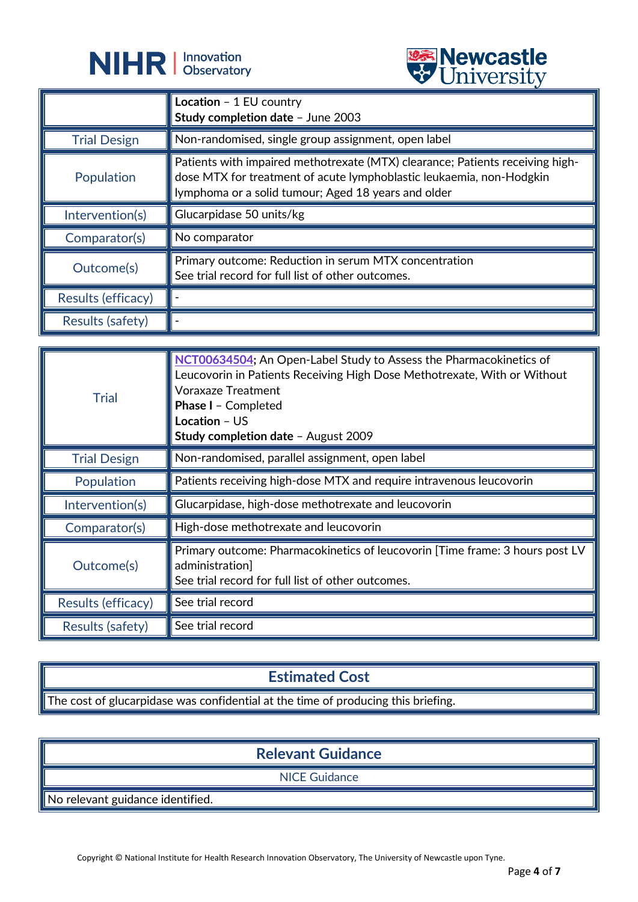| | |
|---|---|
| | **Location** – 1 EU country<br>**Study completion date** – June 2003 |
| Trial Design | Non-randomised, single group assignment, open label |
| Population | Patients with impaired methotrexate (MTX) clearance; Patients receiving high-dose MTX for treatment of acute lymphoblastic leukaemia, non-Hodgkin lymphoma or a solid tumour; Aged 18 years and older |
| Intervention(s) | Glucarpidase 50 units/kg |
| Comparator(s) | No comparator |
| Outcome(s) | Primary outcome: Reduction in serum MTX concentration<br>See trial record for full list of other outcomes. |
| Results (efficacy) | - |
| Results (safety) | - |

| | |
|---|---|
| Trial | **NCT00634504;** An Open-Label Study to Assess the Pharmacokinetics of Leucovorin in Patients Receiving High Dose Methotrexate, With or Without Voraxaze Treatment<br>**Phase I** – Completed<br>**Location** – US<br>**Study completion date** – August 2009 |
| Trial Design | Non-randomised, parallel assignment, open label |
| Population | Patients receiving high-dose MTX and require intravenous leucovorin |
| Intervention(s) | Glucarpidase, high-dose methotrexate and leucovorin |
| Comparator(s) | High-dose methotrexate and leucovorin |
| Outcome(s) | Primary outcome: Pharmacokinetics of leucovorin [Time frame: 3 hours post LV administration]<br>See trial record for full list of other outcomes. |
| Results (efficacy) | See trial record |
| Results (safety) | See trial record |

## Estimated Cost

The cost of glucarpidase was confidential at the time of producing this briefing.

## Relevant Guidance

### NICE Guidance

No relevant guidance identified.

Copyright © National Institute for Health Research Innovation Observatory, The University of Newcastle upon Tyne.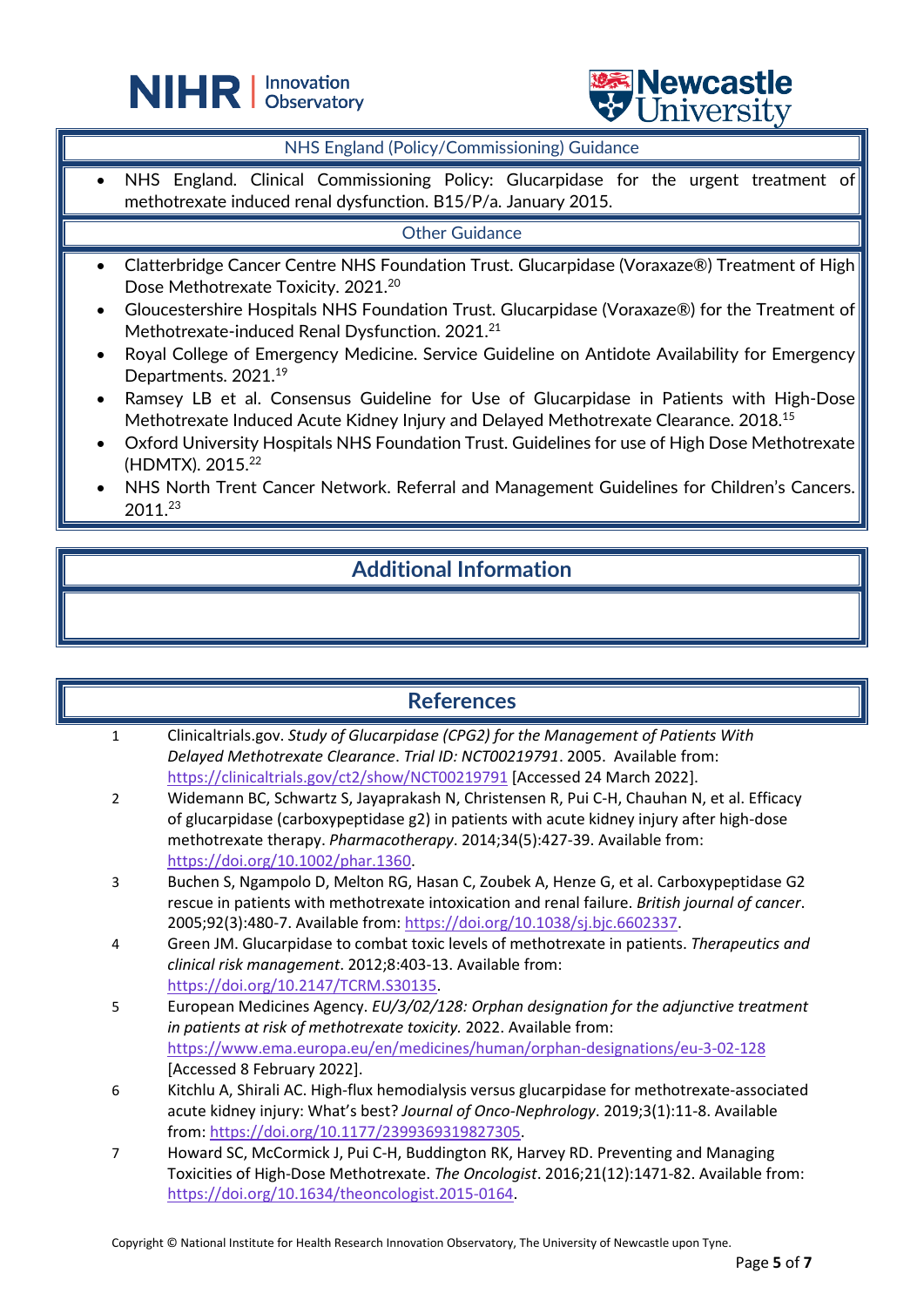### NHS England (Policy/Commissioning) Guidance

- NHS England. Clinical Commissioning Policy: Glucarpidase for the urgent treatment of methotrexate induced renal dysfunction. B15/P/a. January 2015.

### Other Guidance

- Clatterbridge Cancer Centre NHS Foundation Trust. Glucarpidase (Voraxaze®) Treatment of High Dose Methotrexate Toxicity. 2021.[20]
- Gloucestershire Hospitals NHS Foundation Trust. Glucarpidase (Voraxaze®) for the Treatment of Methotrexate-induced Renal Dysfunction. 2021.[21]
- Royal College of Emergency Medicine. Service Guideline on Antidote Availability for Emergency Departments. 2021.[19]
- Ramsey LB et al. Consensus Guideline for Use of Glucarpidase in Patients with High-Dose Methotrexate Induced Acute Kidney Injury and Delayed Methotrexate Clearance. 2018.[15]
- Oxford University Hospitals NHS Foundation Trust. Guidelines for use of High Dose Methotrexate (HDMTX). 2015.[22]
- NHS North Trent Cancer Network. Referral and Management Guidelines for Children's Cancers. 2011.[23]

## Additional Information

## References

1. Clinicaltrials.gov. *Study of Glucarpidase (CPG2) for the Management of Patients With Delayed Methotrexate Clearance*. *Trial ID: NCT00219791*. 2005. Available from: https://clinicaltrials.gov/ct2/show/NCT00219791 [Accessed 24 March 2022].
2. Widemann BC, Schwartz S, Jayaprakash N, Christensen R, Pui C-H, Chauhan N, et al. Efficacy of glucarpidase (carboxypeptidase g2) in patients with acute kidney injury after high-dose methotrexate therapy. *Pharmacotherapy*. 2014;34(5):427-39. Available from: https://doi.org/10.1002/phar.1360.
3. Buchen S, Ngampolo D, Melton RG, Hasan C, Zoubek A, Henze G, et al. Carboxypeptidase G2 rescue in patients with methotrexate intoxication and renal failure. *British journal of cancer*. 2005;92(3):480-7. Available from: https://doi.org/10.1038/sj.bjc.6602337.
4. Green JM. Glucarpidase to combat toxic levels of methotrexate in patients. *Therapeutics and clinical risk management*. 2012;8:403-13. Available from: https://doi.org/10.2147/TCRM.S30135.
5. European Medicines Agency. *EU/3/02/128: Orphan designation for the adjunctive treatment in patients at risk of methotrexate toxicity.* 2022. Available from: https://www.ema.europa.eu/en/medicines/human/orphan-designations/eu-3-02-128 [Accessed 8 February 2022].
6. Kitchlu A, Shirali AC. High-flux hemodialysis versus glucarpidase for methotrexate-associated acute kidney injury: What's best? *Journal of Onco-Nephrology*. 2019;3(1):11-8. Available from: https://doi.org/10.1177/2399369319827305.
7. Howard SC, McCormick J, Pui C-H, Buddington RK, Harvey RD. Preventing and Managing Toxicities of High-Dose Methotrexate. *The Oncologist*. 2016;21(12):1471-82. Available from: https://doi.org/10.1634/theoncologist.2015-0164.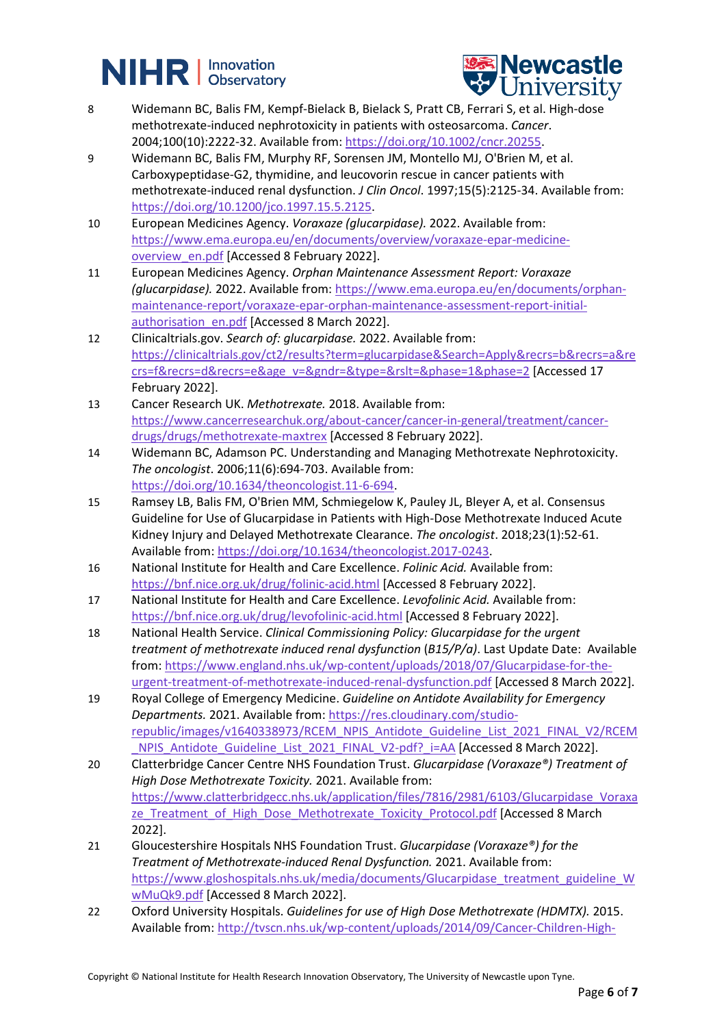8. Widemann BC, Balis FM, Kempf-Bielack B, Bielack S, Pratt CB, Ferrari S, et al. High-dose methotrexate-induced nephrotoxicity in patients with osteosarcoma. *Cancer*. 2004;100(10):2222-32. Available from: https://doi.org/10.1002/cncr.20255.
9. Widemann BC, Balis FM, Murphy RF, Sorensen JM, Montello MJ, O'Brien M, et al. Carboxypeptidase-G2, thymidine, and leucovorin rescue in cancer patients with methotrexate-induced renal dysfunction. *J Clin Oncol*. 1997;15(5):2125-34. Available from: https://doi.org/10.1200/jco.1997.15.5.2125.
10. European Medicines Agency. *Voraxaze (glucarpidase).* 2022. Available from: https://www.ema.europa.eu/en/documents/overview/voraxaze-epar-medicine-overview_en.pdf [Accessed 8 February 2022].
11. European Medicines Agency. *Orphan Maintenance Assessment Report: Voraxaze (glucarpidase).* 2022. Available from: https://www.ema.europa.eu/en/documents/orphan-maintenance-report/voraxaze-epar-orphan-maintenance-assessment-report-initial-authorisation_en.pdf [Accessed 8 March 2022].
12. Clinicaltrials.gov. *Search of: glucarpidase.* 2022. Available from: https://clinicaltrials.gov/ct2/results?term=glucarpidase&Search=Apply&recrs=b&recrs=a&recrs=f&recrs=d&recrs=e&age_v=&gndr=&type=&rslt=&phase=1&phase=2 [Accessed 17 February 2022].
13. Cancer Research UK. *Methotrexate.* 2018. Available from: https://www.cancerresearchuk.org/about-cancer/cancer-in-general/treatment/cancer-drugs/drugs/methotrexate-maxtrex [Accessed 8 February 2022].
14. Widemann BC, Adamson PC. Understanding and Managing Methotrexate Nephrotoxicity. *The oncologist*. 2006;11(6):694-703. Available from: https://doi.org/10.1634/theoncologist.11-6-694.
15. Ramsey LB, Balis FM, O'Brien MM, Schmiegelow K, Pauley JL, Bleyer A, et al. Consensus Guideline for Use of Glucarpidase in Patients with High-Dose Methotrexate Induced Acute Kidney Injury and Delayed Methotrexate Clearance. *The oncologist*. 2018;23(1):52-61. Available from: https://doi.org/10.1634/theoncologist.2017-0243.
16. National Institute for Health and Care Excellence. *Folinic Acid.* Available from: https://bnf.nice.org.uk/drug/folinic-acid.html [Accessed 8 February 2022].
17. National Institute for Health and Care Excellence. *Levofolinic Acid.* Available from: https://bnf.nice.org.uk/drug/levofolinic-acid.html [Accessed 8 February 2022].
18. National Health Service. *Clinical Commissioning Policy: Glucarpidase for the urgent treatment of methotrexate induced renal dysfunction* (*B15/P/a)*. Last Update Date: Available from: https://www.england.nhs.uk/wp-content/uploads/2018/07/Glucarpidase-for-the-urgent-treatment-of-methotrexate-induced-renal-dysfunction.pdf [Accessed 8 March 2022].
19. Royal College of Emergency Medicine. *Guideline on Antidote Availability for Emergency Departments.* 2021. Available from: https://res.cloudinary.com/studio-republic/images/v1640338973/RCEM_NPIS_Antidote_Guideline_List_2021_FINAL_V2/RCEM_NPIS_Antidote_Guideline_List_2021_FINAL_V2-pdf?_i=AA [Accessed 8 March 2022].
20. Clatterbridge Cancer Centre NHS Foundation Trust. *Glucarpidase (Voraxaze®) Treatment of High Dose Methotrexate Toxicity.* 2021. Available from: https://www.clatterbridgecc.nhs.uk/application/files/7816/2981/6103/Glucarpidase_Voraxaze_Treatment_of_High_Dose_Methotrexate_Toxicity_Protocol.pdf [Accessed 8 March 2022].
21. Gloucestershire Hospitals NHS Foundation Trust. *Glucarpidase (Voraxaze®) for the Treatment of Methotrexate-induced Renal Dysfunction.* 2021. Available from: https://www.gloshospitals.nhs.uk/media/documents/Glucarpidase_treatment_guideline_WwMuQk9.pdf [Accessed 8 March 2022].
22. Oxford University Hospitals. *Guidelines for use of High Dose Methotrexate (HDMTX).* 2015. Available from: http://tvscn.nhs.uk/wp-content/uploads/2014/09/Cancer-Children-High-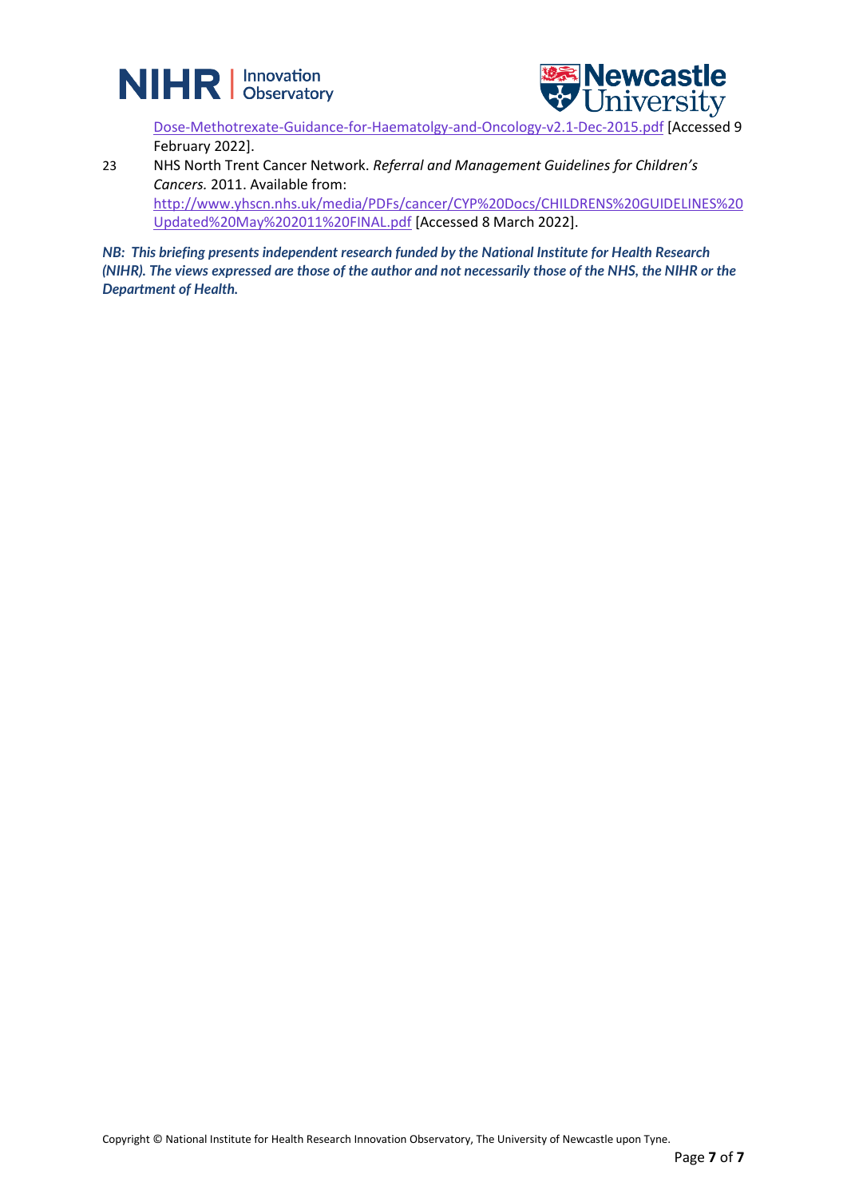Dose-Methotrexate-Guidance-for-Haematolgy-and-Oncology-v2.1-Dec-2015.pdf [Accessed 9 February 2022].

23 NHS North Trent Cancer Network. *Referral and Management Guidelines for Children's Cancers.* 2011. Available from: http://www.yhscn.nhs.uk/media/PDFs/cancer/CYP%20Docs/CHILDRENS%20GUIDELINES%20Updated%20May%202011%20FINAL.pdf [Accessed 8 March 2022].

***NB: This briefing presents independent research funded by the National Institute for Health Research (NIHR). The views expressed are those of the author and not necessarily those of the NHS, the NIHR or the Department of Health.***

Copyright © National Institute for Health Research Innovation Observatory, The University of Newcastle upon Tyne.